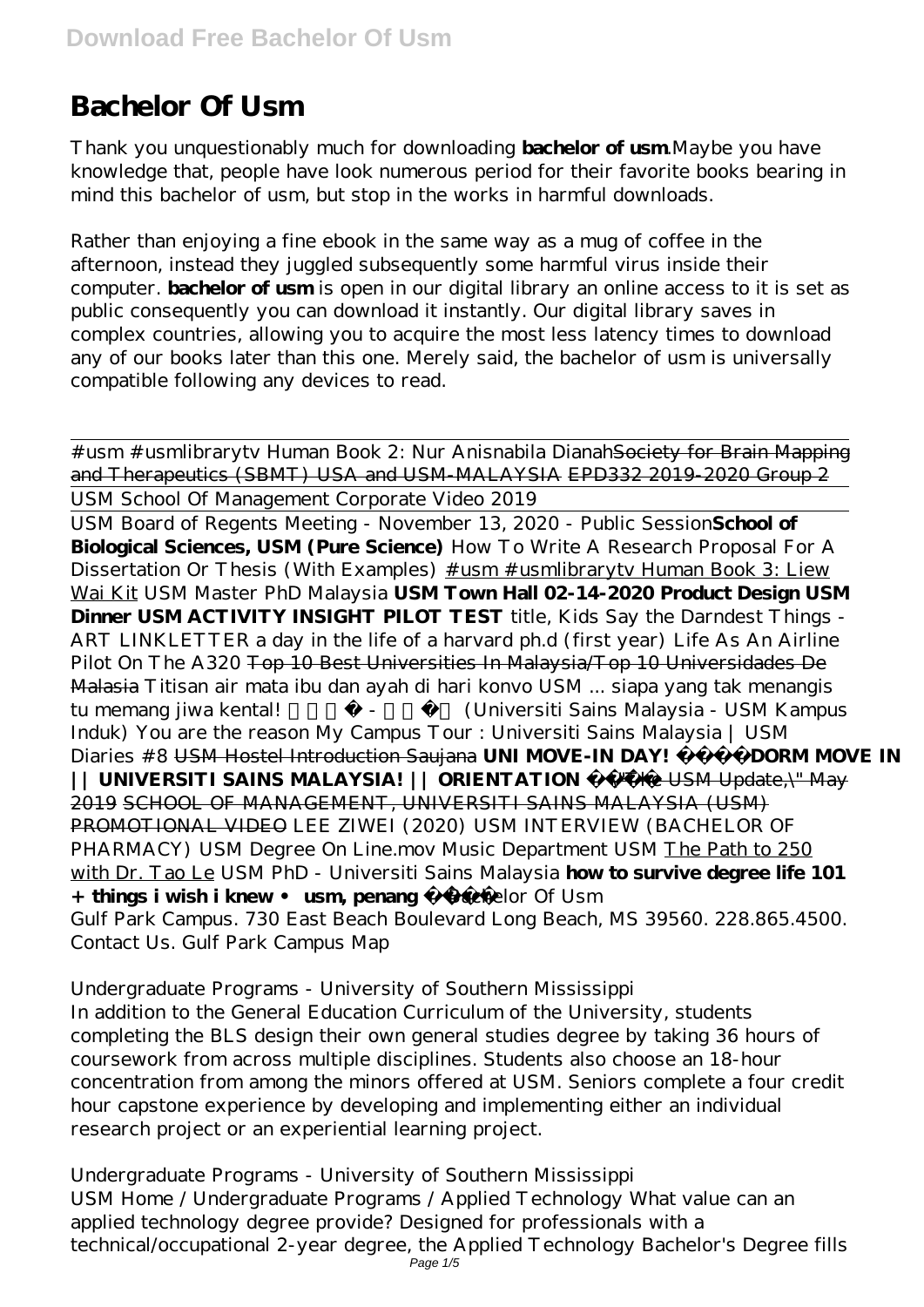# Bachelor Of Usm

Thank you unquestionably much for downloading **bachelor of usm**.Maybe you have knowledge that, people have look numerous period for their favorite books bearing in mind this bachelor of usm, but stop in the works in harmful downloads.

Rather than enjoying a fine ebook in the same way as a mug of coffee in the afternoon, instead they juggled subsequently some harmful virus inside their computer. **bachelor of usm** is open in our digital library an online access to it is set as public consequently you can download it instantly. Our digital library saves in complex countries, allowing you to acquire the most less latency times to download any of our books later than this one. Merely said, the bachelor of usm is universally compatible following any devices to read.

#usm #usmlibrarytv Human Book 2: Nur Anisnabila Dianah ~~Society for Brain Mapping and Therapeutics (SBMT) USA and USM-MALAYSIA~~ ~~EPD332 2019-2020 Group 2~~ USM School Of Management Corporate Video 2019

USM Board of Regents Meeting - November 13, 2020 - Public Session **School of Biological Sciences, USM (Pure Science)** *How To Write A Research Proposal For A Dissertation Or Thesis (With Examples)* #usm #usmlibrarytv Human Book 3: Liew Wai Kit *USM Master PhD Malaysia* **USM Town Hall 02-14-2020 Product Design USM Dinner USM ACTIVITY INSIGHT PILOT TEST** *title, Kids Say the Darndest Things - ART LINKLETTER a day in the life of a harvard ph.d (first year) Life As An Airline Pilot On The A320* ~~Top 10 Best Universities In Malaysia/Top 10 Universidades De Malasia~~ *Titisan air mata ibu dan ayah di hari konvo USM ... siapa yang tak menangis tu memang jiwa kental!* *- (Universiti Sains Malaysia - USM Kampus Induk) You are the reason My Campus Tour : Universiti Sains Malaysia | USM Diaries #8* ~~USM Hostel Introduction Saujana~~ **UNI MOVE-IN DAY! DORM MOVE IN || UNIVERSITI SAINS MALAYSIA! || ORIENTATION** ~~"The USM Update," May 2019~~ ~~SCHOOL OF MANAGEMENT, UNIVERSITI SAINS MALAYSIA (USM) PROMOTIONAL VIDEO~~ *LEE ZIWEI (2020) USM INTERVIEW (BACHELOR OF PHARMACY)* *USM Degree On Line.mov* *Music Department USM* The Path to 250 with Dr. Tao Le *USM PhD - Universiti Sains Malaysia* **how to survive degree life 101 + things i wish i knew • usm, penang** *Bachelor Of Usm*

Gulf Park Campus. 730 East Beach Boulevard Long Beach, MS 39560. 228.865.4500. Contact Us. Gulf Park Campus Map

*Undergraduate Programs - University of Southern Mississippi*

In addition to the General Education Curriculum of the University, students completing the BLS design their own general studies degree by taking 36 hours of coursework from across multiple disciplines. Students also choose an 18-hour concentration from among the minors offered at USM. Seniors complete a four credit hour capstone experience by developing and implementing either an individual research project or an experiential learning project.

*Undergraduate Programs - University of Southern Mississippi*

USM Home / Undergraduate Programs / Applied Technology What value can an applied technology degree provide? Designed for professionals with a technical/occupational 2-year degree, the Applied Technology Bachelor's Degree fills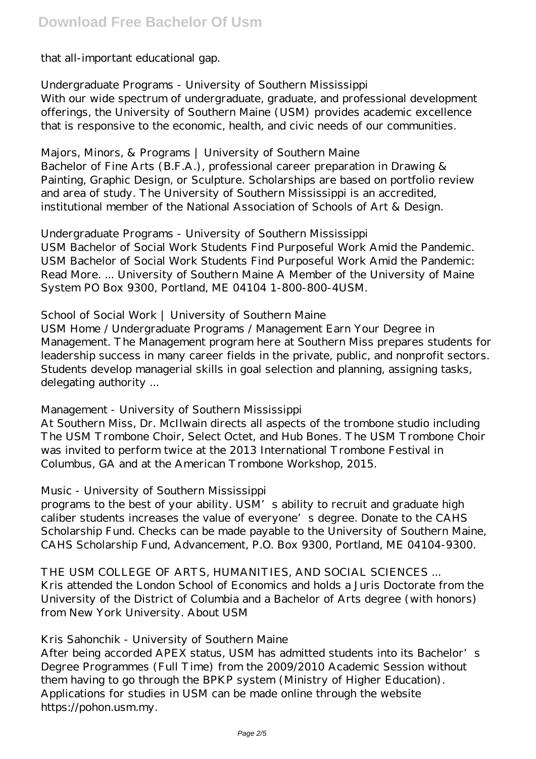that all-important educational gap.

*Undergraduate Programs - University of Southern Mississippi*
With our wide spectrum of undergraduate, graduate, and professional development offerings, the University of Southern Maine (USM) provides academic excellence that is responsive to the economic, health, and civic needs of our communities.

*Majors, Minors, & Programs | University of Southern Maine*
Bachelor of Fine Arts (B.F.A.), professional career preparation in Drawing & Painting, Graphic Design, or Sculpture. Scholarships are based on portfolio review and area of study. The University of Southern Mississippi is an accredited, institutional member of the National Association of Schools of Art & Design.

*Undergraduate Programs - University of Southern Mississippi*
USM Bachelor of Social Work Students Find Purposeful Work Amid the Pandemic. USM Bachelor of Social Work Students Find Purposeful Work Amid the Pandemic: Read More. ... University of Southern Maine A Member of the University of Maine System PO Box 9300, Portland, ME 04104 1-800-800-4USM.

*School of Social Work | University of Southern Maine*
USM Home / Undergraduate Programs / Management Earn Your Degree in Management. The Management program here at Southern Miss prepares students for leadership success in many career fields in the private, public, and nonprofit sectors. Students develop managerial skills in goal selection and planning, assigning tasks, delegating authority ...

*Management - University of Southern Mississippi*
At Southern Miss, Dr. McIlwain directs all aspects of the trombone studio including The USM Trombone Choir, Select Octet, and Hub Bones. The USM Trombone Choir was invited to perform twice at the 2013 International Trombone Festival in Columbus, GA and at the American Trombone Workshop, 2015.

*Music - University of Southern Mississippi*
programs to the best of your ability. USM's ability to recruit and graduate high caliber students increases the value of everyone's degree. Donate to the CAHS Scholarship Fund. Checks can be made payable to the University of Southern Maine, CAHS Scholarship Fund, Advancement, P.O. Box 9300, Portland, ME 04104-9300.

*THE USM COLLEGE OF ARTS, HUMANITIES, AND SOCIAL SCIENCES ...*
Kris attended the London School of Economics and holds a Juris Doctorate from the University of the District of Columbia and a Bachelor of Arts degree (with honors) from New York University. About USM

*Kris Sahonchik - University of Southern Maine*
After being accorded APEX status, USM has admitted students into its Bachelor's Degree Programmes (Full Time) from the 2009/2010 Academic Session without them having to go through the BPKP system (Ministry of Higher Education). Applications for studies in USM can be made online through the website https://pohon.usm.my.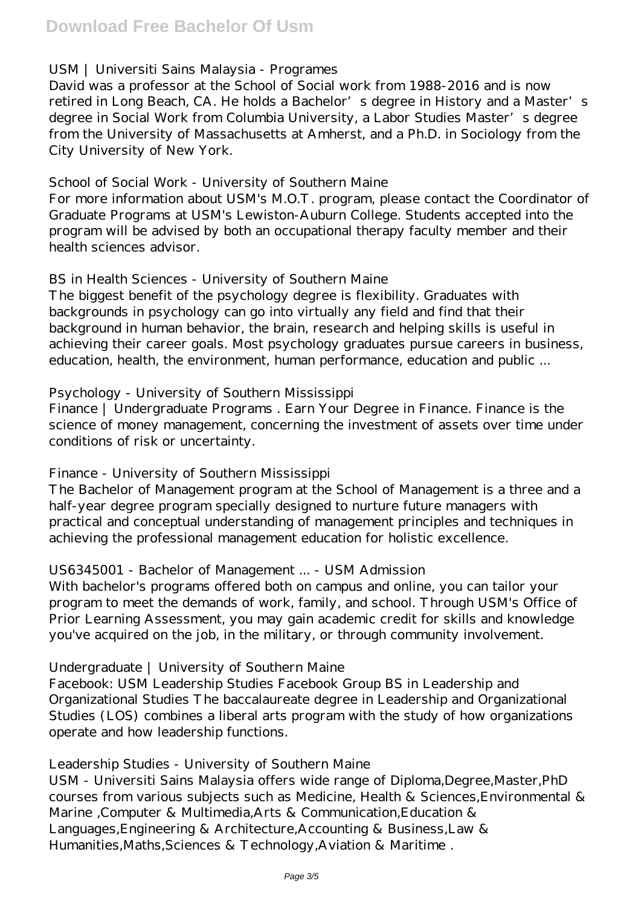## USM | Universiti Sains Malaysia - Programes

David was a professor at the School of Social work from 1988-2016 and is now retired in Long Beach, CA. He holds a Bachelor's degree in History and a Master's degree in Social Work from Columbia University, a Labor Studies Master's degree from the University of Massachusetts at Amherst, and a Ph.D. in Sociology from the City University of New York.

## School of Social Work - University of Southern Maine

For more information about USM's M.O.T. program, please contact the Coordinator of Graduate Programs at USM's Lewiston-Auburn College. Students accepted into the program will be advised by both an occupational therapy faculty member and their health sciences advisor.

## BS in Health Sciences - University of Southern Maine

The biggest benefit of the psychology degree is flexibility. Graduates with backgrounds in psychology can go into virtually any field and find that their background in human behavior, the brain, research and helping skills is useful in achieving their career goals. Most psychology graduates pursue careers in business, education, health, the environment, human performance, education and public ...

## Psychology - University of Southern Mississippi

Finance | Undergraduate Programs . Earn Your Degree in Finance. Finance is the science of money management, concerning the investment of assets over time under conditions of risk or uncertainty.

## Finance - University of Southern Mississippi

The Bachelor of Management program at the School of Management is a three and a half-year degree program specially designed to nurture future managers with practical and conceptual understanding of management principles and techniques in achieving the professional management education for holistic excellence.

## US6345001 - Bachelor of Management ... - USM Admission

With bachelor's programs offered both on campus and online, you can tailor your program to meet the demands of work, family, and school. Through USM's Office of Prior Learning Assessment, you may gain academic credit for skills and knowledge you've acquired on the job, in the military, or through community involvement.

## Undergraduate | University of Southern Maine

Facebook: USM Leadership Studies Facebook Group BS in Leadership and Organizational Studies The baccalaureate degree in Leadership and Organizational Studies (LOS) combines a liberal arts program with the study of how organizations operate and how leadership functions.

## Leadership Studies - University of Southern Maine

USM - Universiti Sains Malaysia offers wide range of Diploma,Degree,Master,PhD courses from various subjects such as Medicine, Health & Sciences,Environmental & Marine ,Computer & Multimedia,Arts & Communication,Education & Languages,Engineering & Architecture,Accounting & Business,Law & Humanities,Maths,Sciences & Technology,Aviation & Maritime .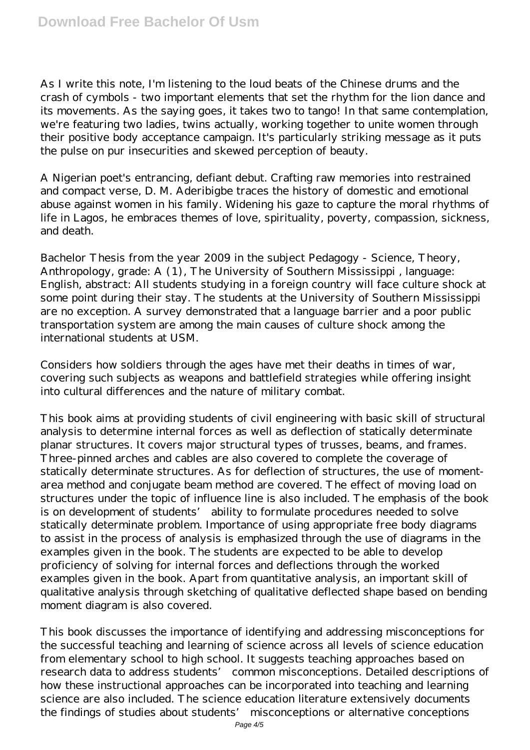As I write this note, I'm listening to the loud beats of the Chinese drums and the crash of cymbols - two important elements that set the rhythm for the lion dance and its movements. As the saying goes, it takes two to tango! In that same contemplation, we're featuring two ladies, twins actually, working together to unite women through their positive body acceptance campaign. It's particularly striking message as it puts the pulse on pur insecurities and skewed perception of beauty.

A Nigerian poet's entrancing, defiant debut. Crafting raw memories into restrained and compact verse, D. M. Aderibigbe traces the history of domestic and emotional abuse against women in his family. Widening his gaze to capture the moral rhythms of life in Lagos, he embraces themes of love, spirituality, poverty, compassion, sickness, and death.

Bachelor Thesis from the year 2009 in the subject Pedagogy - Science, Theory, Anthropology, grade: A (1), The University of Southern Mississippi , language: English, abstract: All students studying in a foreign country will face culture shock at some point during their stay. The students at the University of Southern Mississippi are no exception. A survey demonstrated that a language barrier and a poor public transportation system are among the main causes of culture shock among the international students at USM.

Considers how soldiers through the ages have met their deaths in times of war, covering such subjects as weapons and battlefield strategies while offering insight into cultural differences and the nature of military combat.

This book aims at providing students of civil engineering with basic skill of structural analysis to determine internal forces as well as deflection of statically determinate planar structures. It covers major structural types of trusses, beams, and frames. Three-pinned arches and cables are also covered to complete the coverage of statically determinate structures. As for deflection of structures, the use of moment-area method and conjugate beam method are covered. The effect of moving load on structures under the topic of influence line is also included. The emphasis of the book is on development of students' ability to formulate procedures needed to solve statically determinate problem. Importance of using appropriate free body diagrams to assist in the process of analysis is emphasized through the use of diagrams in the examples given in the book. The students are expected to be able to develop proficiency of solving for internal forces and deflections through the worked examples given in the book. Apart from quantitative analysis, an important skill of qualitative analysis through sketching of qualitative deflected shape based on bending moment diagram is also covered.

This book discusses the importance of identifying and addressing misconceptions for the successful teaching and learning of science across all levels of science education from elementary school to high school. It suggests teaching approaches based on research data to address students' common misconceptions. Detailed descriptions of how these instructional approaches can be incorporated into teaching and learning science are also included. The science education literature extensively documents the findings of studies about students' misconceptions or alternative conceptions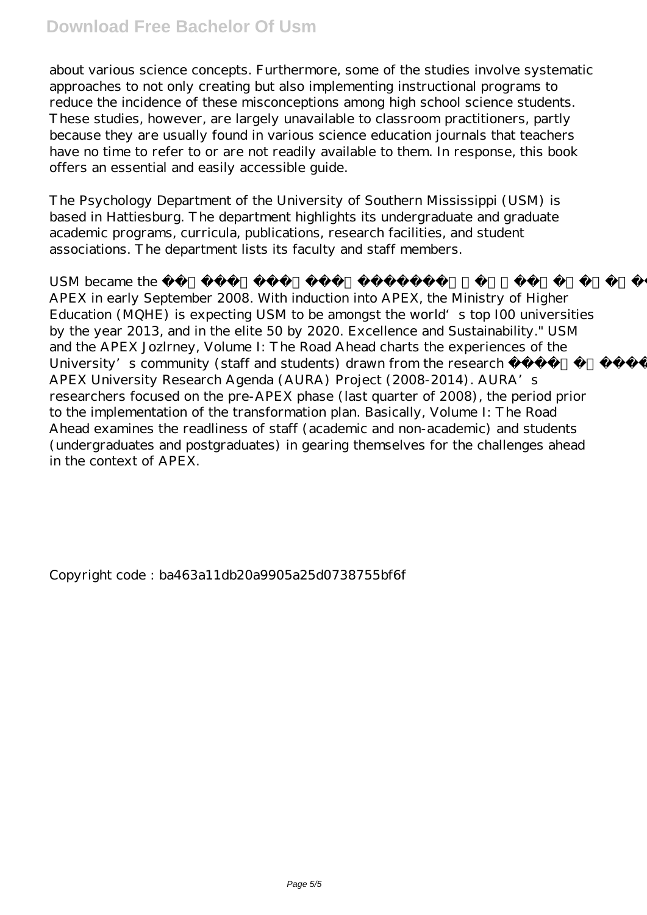about various science concepts. Furthermore, some of the studies involve systematic approaches to not only creating but also implementing instructional programs to reduce the incidence of these misconceptions among high school science students. These studies, however, are largely unavailable to classroom practitioners, partly because they are usually found in various science education journals that teachers have no time to refer to or are not readily available to them. In response, this book offers an essential and easily accessible guide.

The Psychology Department of the University of Southern Mississippi (USM) is based in Hattiesburg. The department highlights its undergraduate and graduate academic programs, curricula, publications, research facilities, and student associations. The department lists its faculty and staff members.

USM became the 
APEX in early September 2008. With induction into APEX, the Ministry of Higher Education (MQHE) is expecting USM to be amongst the world's top I00 universities by the year 2013, and in the elite 50 by 2020. Excellence and Sustainability." USM and the APEX Jozlrney, Volume I: The Road Ahead charts the experiences of the University's community (staff and students) drawn from the research 
APEX University Research Agenda (AURA) Project (2008-2014). AURA's researchers focused on the pre-APEX phase (last quarter of 2008), the period prior to the implementation of the transformation plan. Basically, Volume I: The Road Ahead examines the readliness of staff (academic and non-academic) and students (undergraduates and postgraduates) in gearing themselves for the challenges ahead in the context of APEX.

Copyright code : ba463a11db20a9905a25d0738755bf6f